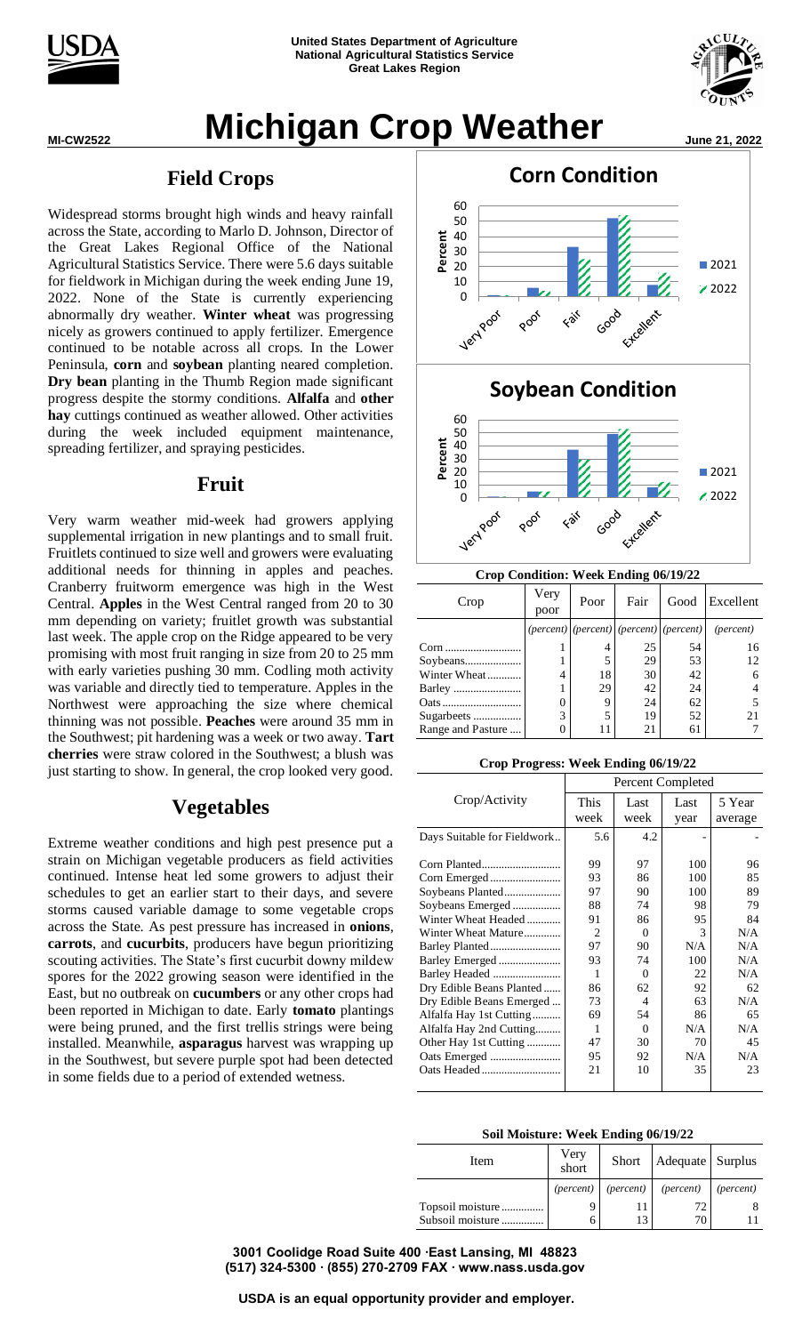United States Department of Agriculture
National Agricultural Statistics Service
Great Lakes Region

MI-CW2522

# Michigan Crop Weather

June 21, 2022

## Field Crops

Widespread storms brought high winds and heavy rainfall across the State, according to Marlo D. Johnson, Director of the Great Lakes Regional Office of the National Agricultural Statistics Service. There were 5.6 days suitable for fieldwork in Michigan during the week ending June 19, 2022. None of the State is currently experiencing abnormally dry weather. **Winter wheat** was progressing nicely as growers continued to apply fertilizer. Emergence continued to be notable across all crops. In the Lower Peninsula, **corn** and **soybean** planting neared completion. **Dry bean** planting in the Thumb Region made significant progress despite the stormy conditions. **Alfalfa** and **other hay** cuttings continued as weather allowed. Other activities during the week included equipment maintenance, spreading fertilizer, and spraying pesticides.

## Fruit

Very warm weather mid-week had growers applying supplemental irrigation in new plantings and to small fruit. Fruitlets continued to size well and growers were evaluating additional needs for thinning in apples and peaches. Cranberry fruitworm emergence was high in the West Central. **Apples** in the West Central ranged from 20 to 30 mm depending on variety; fruitlet growth was substantial last week. The apple crop on the Ridge appeared to be very promising with most fruit ranging in size from 20 to 25 mm with early varieties pushing 30 mm. Codling moth activity was variable and directly tied to temperature. Apples in the Northwest were approaching the size where chemical thinning was not possible. **Peaches** were around 35 mm in the Southwest; pit hardening was a week or two away. **Tart cherries** were straw colored in the Southwest; a blush was just starting to show. In general, the crop looked very good.

## Vegetables

Extreme weather conditions and high pest presence put a strain on Michigan vegetable producers as field activities continued. Intense heat led some growers to adjust their schedules to get an earlier start to their days, and severe storms caused variable damage to some vegetable crops across the State. As pest pressure has increased in **onions**, **carrots**, and **cucurbits**, producers have begun prioritizing scouting activities. The State's first cucurbit downy mildew spores for the 2022 growing season were identified in the East, but no outbreak on **cucumbers** or any other crops had been reported in Michigan to date. Early **tomato** plantings were being pruned, and the first trellis strings were being installed. Meanwhile, **asparagus** harvest was wrapping up in the Southwest, but severe purple spot had been detected in some fields due to a period of extended wetness.

**Corn Condition**

**Soybean Condition**

**Crop Condition: Week Ending 06/19/22**

| Crop | Very poor | Poor | Fair | Good | Excellent |
|---|---|---|---|---|---|
| | *(percent)* | *(percent)* | *(percent)* | *(percent)* | *(percent)* |
| Corn | 1 | 4 | 25 | 54 | 16 |
| Soybeans | 1 | 5 | 29 | 53 | 12 |
| Winter Wheat | 4 | 18 | 30 | 42 | 6 |
| Barley | 1 | 29 | 42 | 24 | 4 |
| Oats | 0 | 9 | 24 | 62 | 5 |
| Sugarbeets | 3 | 5 | 19 | 52 | 21 |
| Range and Pasture | 0 | 11 | 21 | 61 | 7 |

**Crop Progress: Week Ending 06/19/22**

| Crop/Activity | Percent Completed | | | |
|---|---|---|---|---|
| | This week | Last week | Last year | 5 Year average |
| Days Suitable for Fieldwork | 5.6 | 4.2 | - | - |
| Corn Planted | 99 | 97 | 100 | 96 |
| Corn Emerged | 93 | 86 | 100 | 85 |
| Soybeans Planted | 97 | 90 | 100 | 89 |
| Soybeans Emerged | 88 | 74 | 98 | 79 |
| Winter Wheat Headed | 91 | 86 | 95 | 84 |
| Winter Wheat Mature | 2 | 0 | 3 | N/A |
| Barley Planted | 97 | 90 | N/A | N/A |
| Barley Emerged | 93 | 74 | 100 | N/A |
| Barley Headed | 1 | 0 | 22 | N/A |
| Dry Edible Beans Planted | 86 | 62 | 92 | 62 |
| Dry Edible Beans Emerged | 73 | 4 | 63 | N/A |
| Alfalfa Hay 1st Cutting | 69 | 54 | 86 | 65 |
| Alfalfa Hay 2nd Cutting | 1 | 0 | N/A | N/A |
| Other Hay 1st Cutting | 47 | 30 | 70 | 45 |
| Oats Emerged | 95 | 92 | N/A | N/A |
| Oats Headed | 21 | 10 | 35 | 23 |

**Soil Moisture: Week Ending 06/19/22**

| Item | Very short | Short | Adequate | Surplus |
|---|---|---|---|---|
| | *(percent)* | *(percent)* | *(percent)* | *(percent)* |
| Topsoil moisture | 9 | 11 | 72 | 8 |
| Subsoil moisture | 6 | 13 | 70 | 11 |

**3001 Coolidge Road Suite 400 ·East Lansing, MI 48823**
**(517) 324-5300 · (855) 270-2709 FAX · www.nass.usda.gov**

**USDA is an equal opportunity provider and employer.**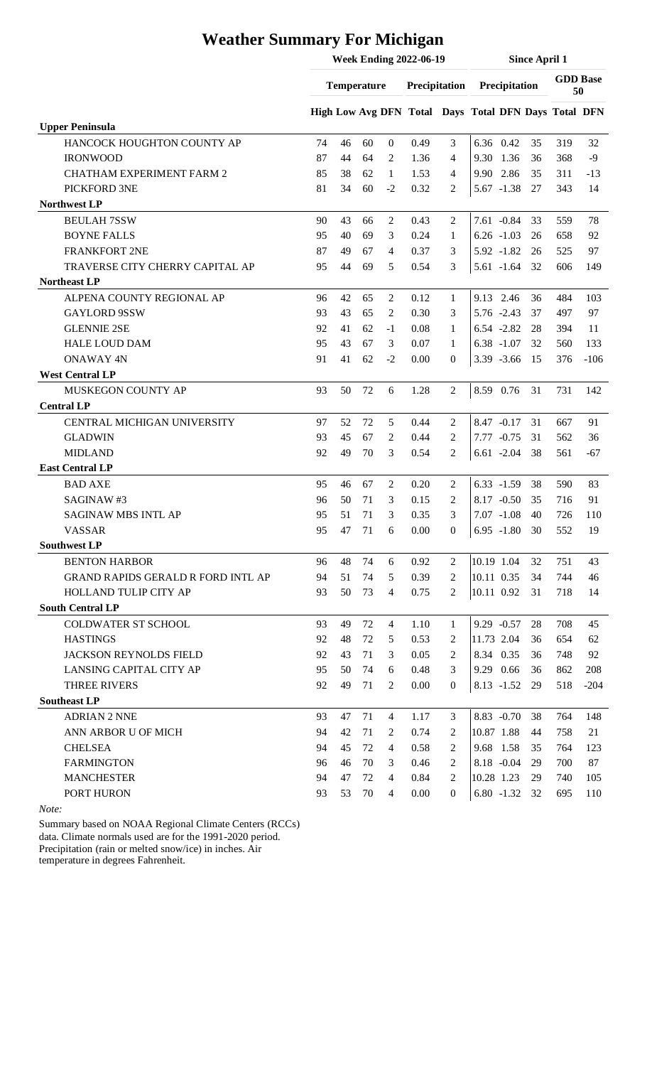# Weather Summary For Michigan

| | Week Ending 2022-06-19 | | | | | | Since April 1 | | | | |
|---|---|---|---|---|---|---|---|---|---|---|---|
| | Temperature | | | | Precipitation | | Precipitation | | | GDD Base 50 | |
| | High | Low | Avg | DFN | Total | Days | Total | DFN | Days | Total | DFN |
| **Upper Peninsula** | | | | | | | | | | | |
| HANCOCK HOUGHTON COUNTY AP | 74 | 46 | 60 | 0 | 0.49 | 3 | 6.36 | 0.42 | 35 | 319 | 32 |
| IRONWOOD | 87 | 44 | 64 | 2 | 1.36 | 4 | 9.30 | 1.36 | 36 | 368 | -9 |
| CHATHAM EXPERIMENT FARM 2 | 85 | 38 | 62 | 1 | 1.53 | 4 | 9.90 | 2.86 | 35 | 311 | -13 |
| PICKFORD 3NE | 81 | 34 | 60 | -2 | 0.32 | 2 | 5.67 | -1.38 | 27 | 343 | 14 |
| **Northwest LP** | | | | | | | | | | | |
| BEULAH 7SSW | 90 | 43 | 66 | 2 | 0.43 | 2 | 7.61 | -0.84 | 33 | 559 | 78 |
| BOYNE FALLS | 95 | 40 | 69 | 3 | 0.24 | 1 | 6.26 | -1.03 | 26 | 658 | 92 |
| FRANKFORT 2NE | 87 | 49 | 67 | 4 | 0.37 | 3 | 5.92 | -1.82 | 26 | 525 | 97 |
| TRAVERSE CITY CHERRY CAPITAL AP | 95 | 44 | 69 | 5 | 0.54 | 3 | 5.61 | -1.64 | 32 | 606 | 149 |
| **Northeast LP** | | | | | | | | | | | |
| ALPENA COUNTY REGIONAL AP | 96 | 42 | 65 | 2 | 0.12 | 1 | 9.13 | 2.46 | 36 | 484 | 103 |
| GAYLORD 9SSW | 93 | 43 | 65 | 2 | 0.30 | 3 | 5.76 | -2.43 | 37 | 497 | 97 |
| GLENNIE 2SE | 92 | 41 | 62 | -1 | 0.08 | 1 | 6.54 | -2.82 | 28 | 394 | 11 |
| HALE LOUD DAM | 95 | 43 | 67 | 3 | 0.07 | 1 | 6.38 | -1.07 | 32 | 560 | 133 |
| ONAWAY 4N | 91 | 41 | 62 | -2 | 0.00 | 0 | 3.39 | -3.66 | 15 | 376 | -106 |
| **West Central LP** | | | | | | | | | | | |
| MUSKEGON COUNTY AP | 93 | 50 | 72 | 6 | 1.28 | 2 | 8.59 | 0.76 | 31 | 731 | 142 |
| **Central LP** | | | | | | | | | | | |
| CENTRAL MICHIGAN UNIVERSITY | 97 | 52 | 72 | 5 | 0.44 | 2 | 8.47 | -0.17 | 31 | 667 | 91 |
| GLADWIN | 93 | 45 | 67 | 2 | 0.44 | 2 | 7.77 | -0.75 | 31 | 562 | 36 |
| MIDLAND | 92 | 49 | 70 | 3 | 0.54 | 2 | 6.61 | -2.04 | 38 | 561 | -67 |
| **East Central LP** | | | | | | | | | | | |
| BAD AXE | 95 | 46 | 67 | 2 | 0.20 | 2 | 6.33 | -1.59 | 38 | 590 | 83 |
| SAGINAW #3 | 96 | 50 | 71 | 3 | 0.15 | 2 | 8.17 | -0.50 | 35 | 716 | 91 |
| SAGINAW MBS INTL AP | 95 | 51 | 71 | 3 | 0.35 | 3 | 7.07 | -1.08 | 40 | 726 | 110 |
| VASSAR | 95 | 47 | 71 | 6 | 0.00 | 0 | 6.95 | -1.80 | 30 | 552 | 19 |
| **Southwest LP** | | | | | | | | | | | |
| BENTON HARBOR | 96 | 48 | 74 | 6 | 0.92 | 2 | 10.19 | 1.04 | 32 | 751 | 43 |
| GRAND RAPIDS GERALD R FORD INTL AP | 94 | 51 | 74 | 5 | 0.39 | 2 | 10.11 | 0.35 | 34 | 744 | 46 |
| HOLLAND TULIP CITY AP | 93 | 50 | 73 | 4 | 0.75 | 2 | 10.11 | 0.92 | 31 | 718 | 14 |
| **South Central LP** | | | | | | | | | | | |
| COLDWATER ST SCHOOL | 93 | 49 | 72 | 4 | 1.10 | 1 | 9.29 | -0.57 | 28 | 708 | 45 |
| HASTINGS | 92 | 48 | 72 | 5 | 0.53 | 2 | 11.73 | 2.04 | 36 | 654 | 62 |
| JACKSON REYNOLDS FIELD | 92 | 43 | 71 | 3 | 0.05 | 2 | 8.34 | 0.35 | 36 | 748 | 92 |
| LANSING CAPITAL CITY AP | 95 | 50 | 74 | 6 | 0.48 | 3 | 9.29 | 0.66 | 36 | 862 | 208 |
| THREE RIVERS | 92 | 49 | 71 | 2 | 0.00 | 0 | 8.13 | -1.52 | 29 | 518 | -204 |
| **Southeast LP** | | | | | | | | | | | |
| ADRIAN 2 NNE | 93 | 47 | 71 | 4 | 1.17 | 3 | 8.83 | -0.70 | 38 | 764 | 148 |
| ANN ARBOR U OF MICH | 94 | 42 | 71 | 2 | 0.74 | 2 | 10.87 | 1.88 | 44 | 758 | 21 |
| CHELSEA | 94 | 45 | 72 | 4 | 0.58 | 2 | 9.68 | 1.58 | 35 | 764 | 123 |
| FARMINGTON | 96 | 46 | 70 | 3 | 0.46 | 2 | 8.18 | -0.04 | 29 | 700 | 87 |
| MANCHESTER | 94 | 47 | 72 | 4 | 0.84 | 2 | 10.28 | 1.23 | 29 | 740 | 105 |
| PORT HURON | 93 | 53 | 70 | 4 | 0.00 | 0 | 6.80 | -1.32 | 32 | 695 | 110 |

*Note:*

Summary based on NOAA Regional Climate Centers (RCCs) data. Climate normals used are for the 1991-2020 period. Precipitation (rain or melted snow/ice) in inches. Air temperature in degrees Fahrenheit.